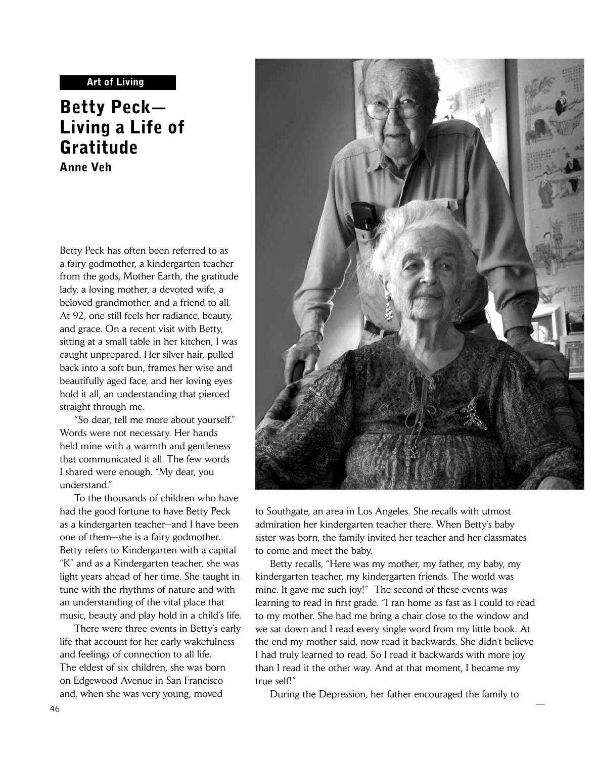Art of Living

# Betty Peck—Living a Life of Gratitude

**Anne Veh**

Betty Peck has often been referred to as a fairy godmother, a kindergarten teacher from the gods, Mother Earth, the gratitude lady, a loving mother, a devoted wife, a beloved grandmother, and a friend to all. At 92, one still feels her radiance, beauty, and grace. On a recent visit with Betty, sitting at a small table in her kitchen, I was caught unprepared. Her silver hair, pulled back into a soft bun, frames her wise and beautifully aged face, and her loving eyes hold it all, an understanding that pierced straight through me.

"So dear, tell me more about yourself." Words were not necessary. Her hands held mine with a warmth and gentleness that communicated it all. The few words I shared were enough. "My dear, you understand."

To the thousands of children who have had the good fortune to have Betty Peck as a kindergarten teacher—and I have been one of them—she is a fairy godmother. Betty refers to Kindergarten with a capital "K" and as a Kindergarten teacher, she was light years ahead of her time. She taught in tune with the rhythms of nature and with an understanding of the vital place that music, beauty and play hold in a child's life.

There were three events in Betty's early life that account for her early wakefulness and feelings of connection to all life. The eldest of six children, she was born on Edgewood Avenue in San Francisco and, when she was very young, moved to Southgate, an area in Los Angeles. She recalls with utmost admiration her kindergarten teacher there. When Betty's baby sister was born, the family invited her teacher and her classmates to come and meet the baby.

Betty recalls, "Here was my mother, my father, my baby, my kindergarten teacher, my kindergarten friends. The world was mine. It gave me such joy!" The second of these events was learning to read in first grade. "I ran home as fast as I could to read to my mother. She had me bring a chair close to the window and we sat down and I read every single word from my little book. At the end my mother said, now read it backwards. She didn't believe I had truly learned to read. So I read it backwards with more joy than I read it the other way. And at that moment, I became my true self!"

During the Depression, her father encouraged the family to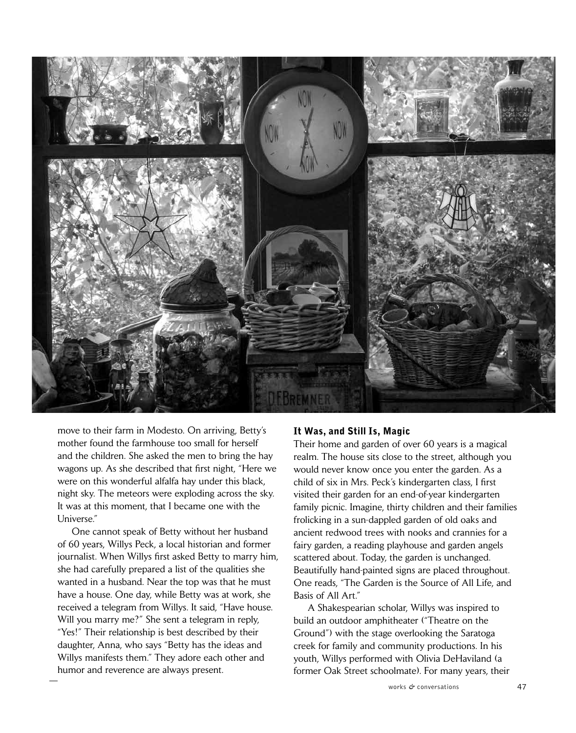move to their farm in Modesto. On arriving, Betty's mother found the farmhouse too small for herself and the children. She asked the men to bring the hay wagons up. As she described that first night, "Here we were on this wonderful alfalfa hay under this black, night sky. The meteors were exploding across the sky. It was at this moment, that I became one with the Universe."

One cannot speak of Betty without her husband of 60 years, Willys Peck, a local historian and former journalist. When Willys first asked Betty to marry him, she had carefully prepared a list of the qualities she wanted in a husband. Near the top was that he must have a house. One day, while Betty was at work, she received a telegram from Willys. It said, "Have house. Will you marry me?" She sent a telegram in reply, "Yes!" Their relationship is best described by their daughter, Anna, who says "Betty has the ideas and Willys manifests them." They adore each other and humor and reverence are always present.

### It Was, and Still Is, Magic

Their home and garden of over 60 years is a magical realm. The house sits close to the street, although you would never know once you enter the garden. As a child of six in Mrs. Peck's kindergarten class, I first visited their garden for an end-of-year kindergarten family picnic. Imagine, thirty children and their families frolicking in a sun-dappled garden of old oaks and ancient redwood trees with nooks and crannies for a fairy garden, a reading playhouse and garden angels scattered about. Today, the garden is unchanged. Beautifully hand-painted signs are placed throughout. One reads, "The Garden is the Source of All Life, and Basis of All Art."

A Shakespearian scholar, Willys was inspired to build an outdoor amphitheater ("Theatre on the Ground") with the stage overlooking the Saratoga creek for family and community productions. In his youth, Willys performed with Olivia DeHaviland (a former Oak Street schoolmate). For many years, their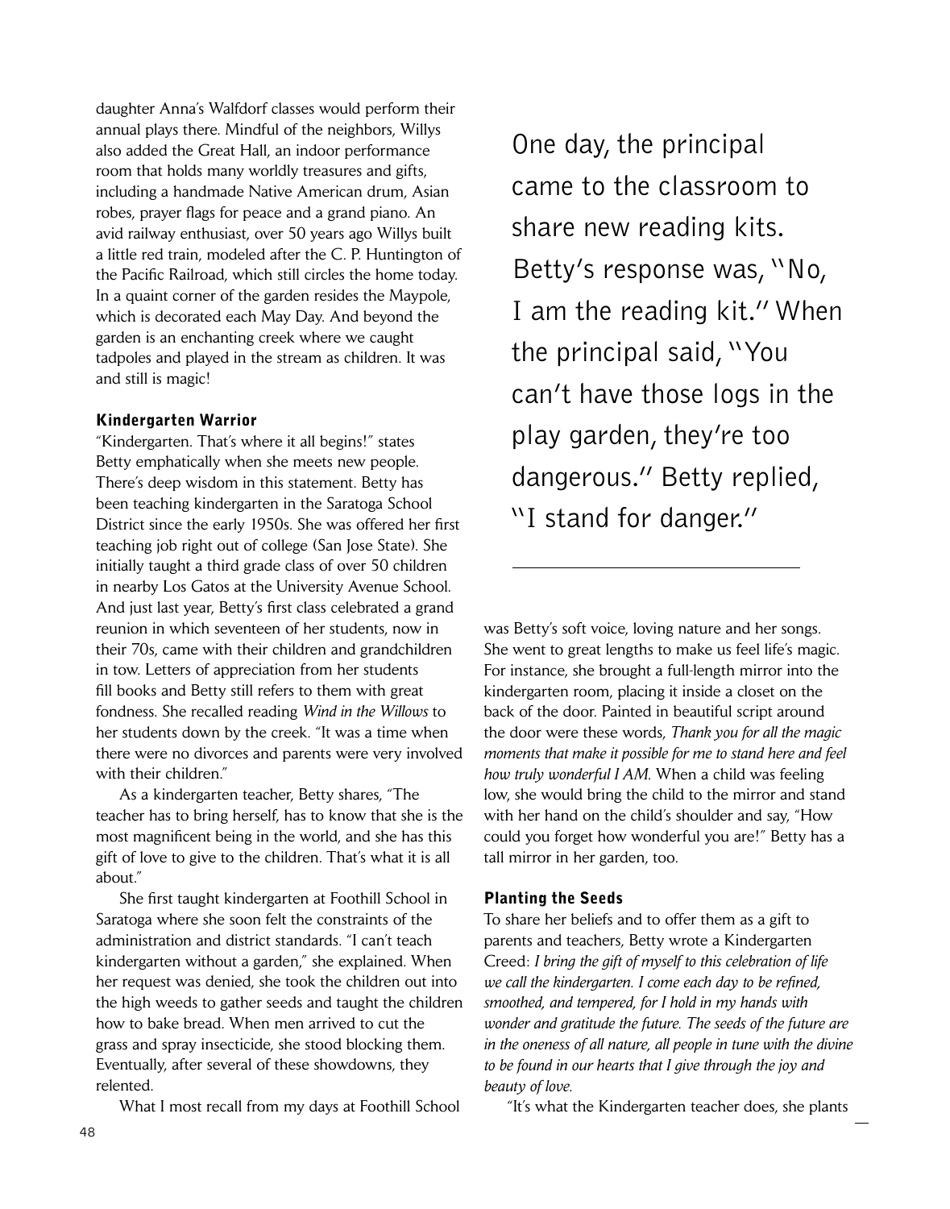daughter Anna's Walfdorf classes would perform their annual plays there. Mindful of the neighbors, Willys also added the Great Hall, an indoor performance room that holds many worldly treasures and gifts, including a handmade Native American drum, Asian robes, prayer flags for peace and a grand piano. An avid railway enthusiast, over 50 years ago Willys built a little red train, modeled after the C. P. Huntington of the Pacific Railroad, which still circles the home today. In a quaint corner of the garden resides the Maypole, which is decorated each May Day. And beyond the garden is an enchanting creek where we caught tadpoles and played in the stream as children. It was and still is magic!

## Kindergarten Warrior

"Kindergarten. That's where it all begins!" states Betty emphatically when she meets new people. There's deep wisdom in this statement. Betty has been teaching kindergarten in the Saratoga School District since the early 1950s. She was offered her first teaching job right out of college (San Jose State). She initially taught a third grade class of over 50 children in nearby Los Gatos at the University Avenue School. And just last year, Betty's first class celebrated a grand reunion in which seventeen of her students, now in their 70s, came with their children and grandchildren in tow. Letters of appreciation from her students fill books and Betty still refers to them with great fondness. She recalled reading *Wind in the Willows* to her students down by the creek. "It was a time when there were no divorces and parents were very involved with their children."

As a kindergarten teacher, Betty shares, "The teacher has to bring herself, has to know that she is the most magnificent being in the world, and she has this gift of love to give to the children. That's what it is all about."

She first taught kindergarten at Foothill School in Saratoga where she soon felt the constraints of the administration and district standards. "I can't teach kindergarten without a garden," she explained. When her request was denied, she took the children out into the high weeds to gather seeds and taught the children how to bake bread. When men arrived to cut the grass and spray insecticide, she stood blocking them. Eventually, after several of these showdowns, they relented.

> One day, the principal came to the classroom to share new reading kits. Betty's response was, "No, I am the reading kit." When the principal said, "You can't have those logs in the play garden, they're too dangerous." Betty replied, "I stand for danger."

What I most recall from my days at Foothill School was Betty's soft voice, loving nature and her songs. She went to great lengths to make us feel life's magic. For instance, she brought a full-length mirror into the kindergarten room, placing it inside a closet on the back of the door. Painted in beautiful script around the door were these words, *Thank you for all the magic moments that make it possible for me to stand here and feel how truly wonderful I AM.* When a child was feeling low, she would bring the child to the mirror and stand with her hand on the child's shoulder and say, "How could you forget how wonderful you are!" Betty has a tall mirror in her garden, too.

## Planting the Seeds

To share her beliefs and to offer them as a gift to parents and teachers, Betty wrote a Kindergarten Creed: *I bring the gift of myself to this celebration of life we call the kindergarten. I come each day to be refined, smoothed, and tempered, for I hold in my hands with wonder and gratitude the future. The seeds of the future are in the oneness of all nature, all people in tune with the divine to be found in our hearts that I give through the joy and beauty of love.*

"It's what the Kindergarten teacher does, she plants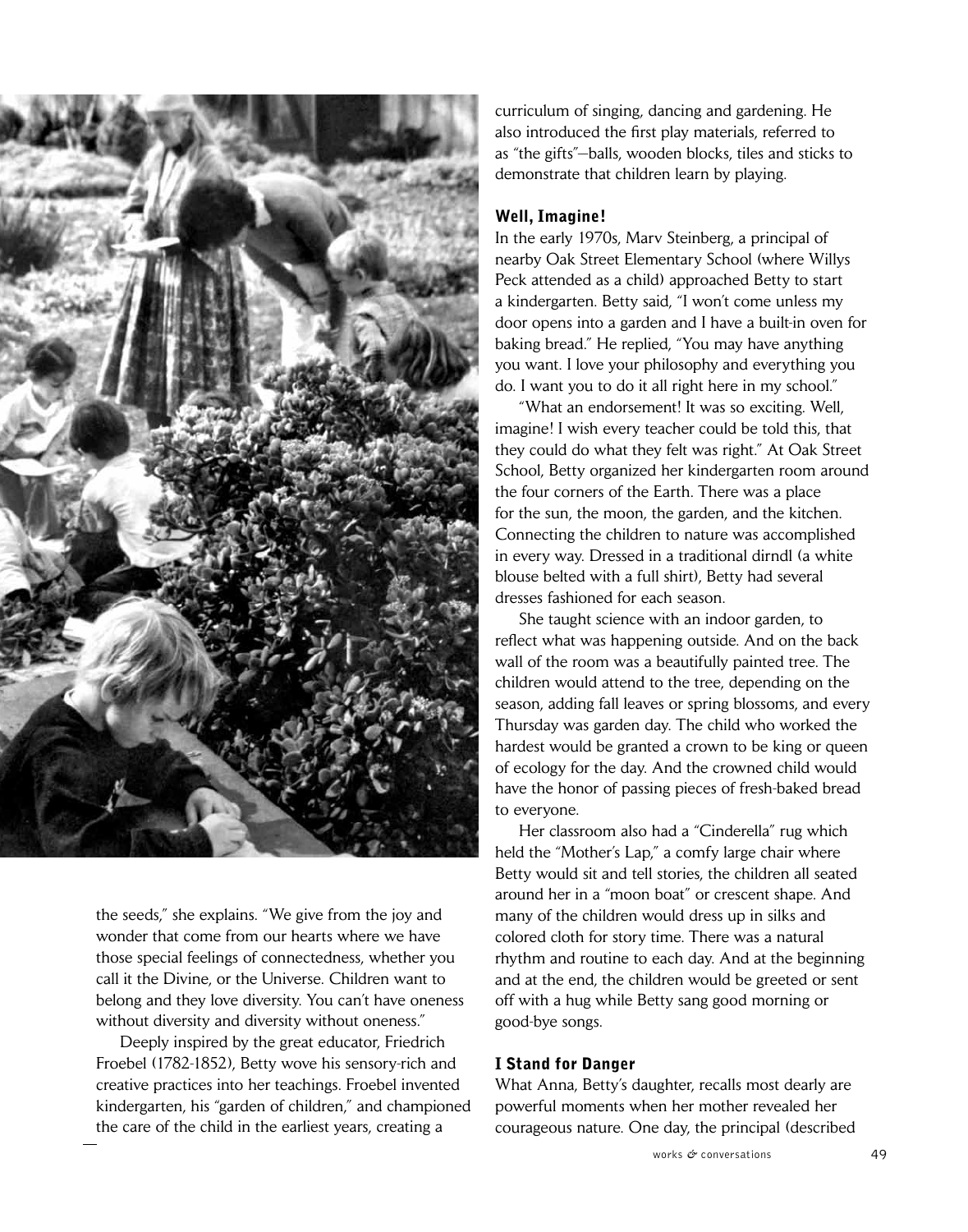the seeds," she explains. "We give from the joy and wonder that come from our hearts where we have those special feelings of connectedness, whether you call it the Divine, or the Universe. Children want to belong and they love diversity. You can't have oneness without diversity and diversity without oneness."

Deeply inspired by the great educator, Friedrich Froebel (1782-1852), Betty wove his sensory-rich and creative practices into her teachings. Froebel invented kindergarten, his "garden of children," and championed the care of the child in the earliest years, creating a curriculum of singing, dancing and gardening. He also introduced the first play materials, referred to as "the gifts"—balls, wooden blocks, tiles and sticks to demonstrate that children learn by playing.

### Well, Imagine!

In the early 1970s, Marv Steinberg, a principal of nearby Oak Street Elementary School (where Willys Peck attended as a child) approached Betty to start a kindergarten. Betty said, "I won't come unless my door opens into a garden and I have a built-in oven for baking bread." He replied, "You may have anything you want. I love your philosophy and everything you do. I want you to do it all right here in my school."

"What an endorsement! It was so exciting. Well, imagine! I wish every teacher could be told this, that they could do what they felt was right." At Oak Street School, Betty organized her kindergarten room around the four corners of the Earth. There was a place for the sun, the moon, the garden, and the kitchen. Connecting the children to nature was accomplished in every way. Dressed in a traditional dirndl (a white blouse belted with a full shirt), Betty had several dresses fashioned for each season.

She taught science with an indoor garden, to reflect what was happening outside. And on the back wall of the room was a beautifully painted tree. The children would attend to the tree, depending on the season, adding fall leaves or spring blossoms, and every Thursday was garden day. The child who worked the hardest would be granted a crown to be king or queen of ecology for the day. And the crowned child would have the honor of passing pieces of fresh-baked bread to everyone.

Her classroom also had a "Cinderella" rug which held the "Mother's Lap," a comfy large chair where Betty would sit and tell stories, the children all seated around her in a "moon boat" or crescent shape. And many of the children would dress up in silks and colored cloth for story time. There was a natural rhythm and routine to each day. And at the beginning and at the end, the children would be greeted or sent off with a hug while Betty sang good morning or good-bye songs.

### I Stand for Danger

What Anna, Betty's daughter, recalls most dearly are powerful moments when her mother revealed her courageous nature. One day, the principal (described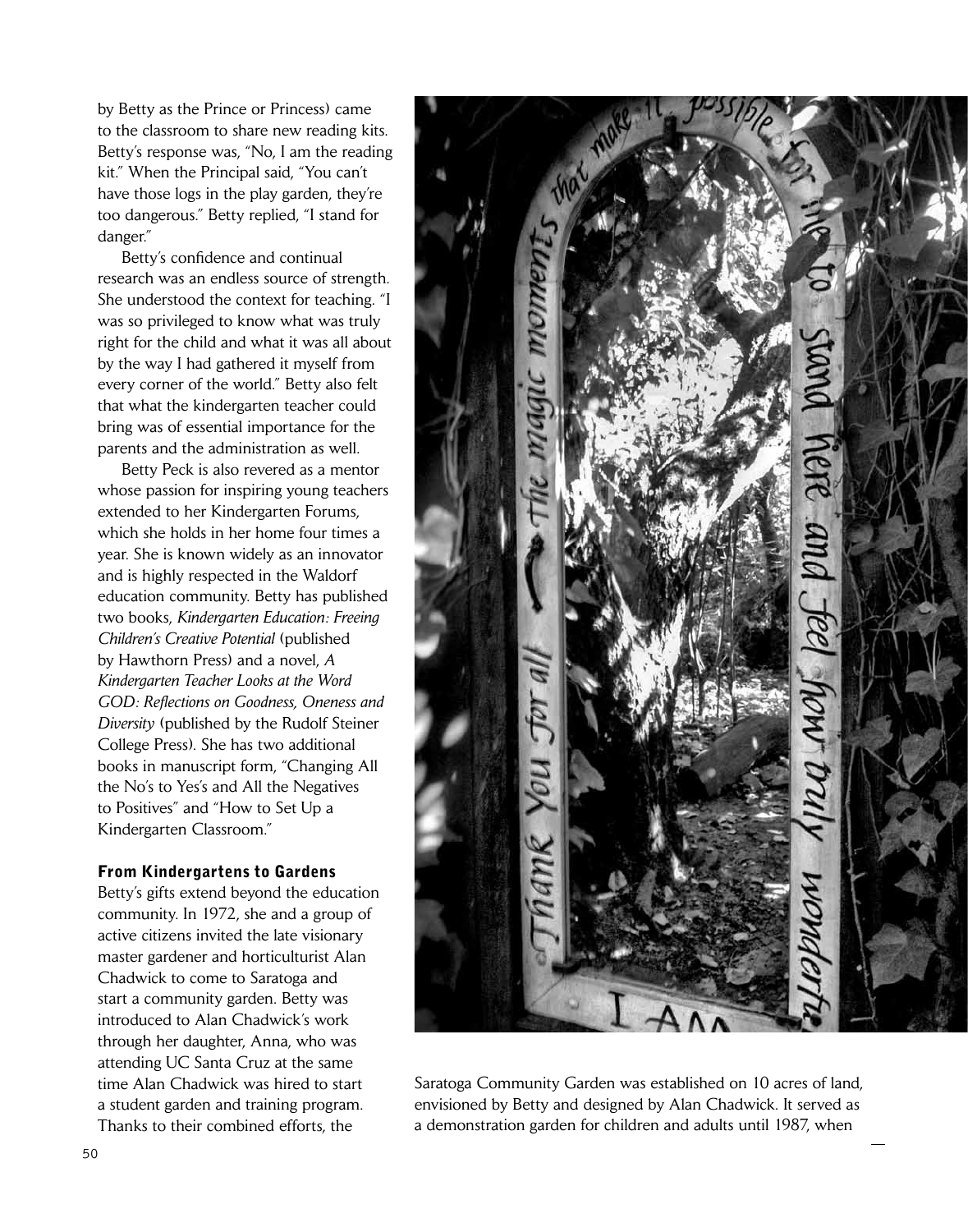by Betty as the Prince or Princess) came to the classroom to share new reading kits. Betty's response was, "No, I am the reading kit." When the Principal said, "You can't have those logs in the play garden, they're too dangerous." Betty replied, "I stand for danger."

Betty's confidence and continual research was an endless source of strength. She understood the context for teaching. "I was so privileged to know what was truly right for the child and what it was all about by the way I had gathered it myself from every corner of the world." Betty also felt that what the kindergarten teacher could bring was of essential importance for the parents and the administration as well.

Betty Peck is also revered as a mentor whose passion for inspiring young teachers extended to her Kindergarten Forums, which she holds in her home four times a year. She is known widely as an innovator and is highly respected in the Waldorf education community. Betty has published two books, *Kindergarten Education: Freeing Children's Creative Potential* (published by Hawthorn Press) and a novel, *A Kindergarten Teacher Looks at the Word GOD: Reflections on Goodness, Oneness and Diversity* (published by the Rudolf Steiner College Press). She has two additional books in manuscript form, "Changing All the No's to Yes's and All the Negatives to Positives" and "How to Set Up a Kindergarten Classroom."

## From Kindergartens to Gardens

Betty's gifts extend beyond the education community. In 1972, she and a group of active citizens invited the late visionary master gardener and horticulturist Alan Chadwick to come to Saratoga and start a community garden. Betty was introduced to Alan Chadwick's work through her daughter, Anna, who was attending UC Santa Cruz at the same time Alan Chadwick was hired to start a student garden and training program. Thanks to their combined efforts, the Saratoga Community Garden was established on 10 acres of land, envisioned by Betty and designed by Alan Chadwick. It served as a demonstration garden for children and adults until 1987, when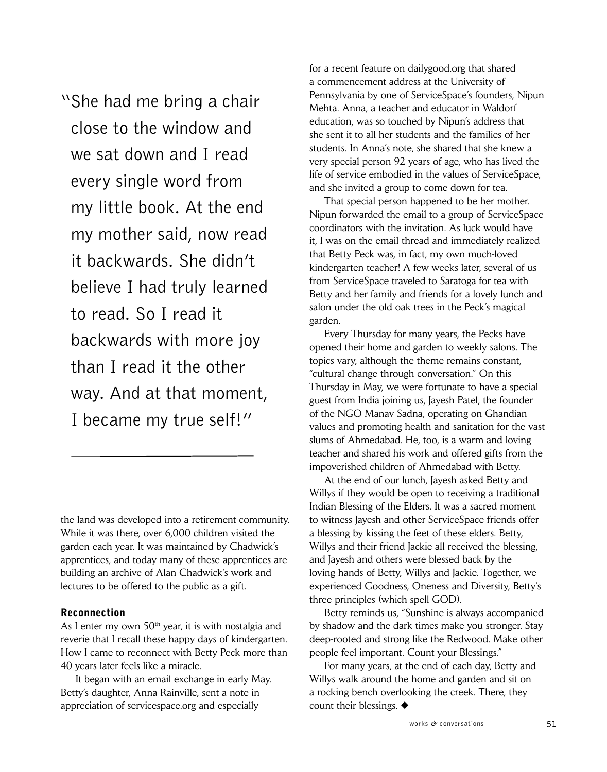"She had me bring a chair close to the window and we sat down and I read every single word from my little book. At the end my mother said, now read it backwards. She didn't believe I had truly learned to read. So I read it backwards with more joy than I read it the other way. And at that moment, I became my true self!"

---

the land was developed into a retirement community. While it was there, over 6,000 children visited the garden each year. It was maintained by Chadwick's apprentices, and today many of these apprentices are building an archive of Alan Chadwick's work and lectures to be offered to the public as a gift.

**Reconnection**

As I enter my own 50th year, it is with nostalgia and reverie that I recall these happy days of kindergarten. How I came to reconnect with Betty Peck more than 40 years later feels like a miracle.

It began with an email exchange in early May. Betty's daughter, Anna Rainville, sent a note in appreciation of servicespace.org and especially for a recent feature on dailygood.org that shared a commencement address at the University of Pennsylvania by one of ServiceSpace's founders, Nipun Mehta. Anna, a teacher and educator in Waldorf education, was so touched by Nipun's address that she sent it to all her students and the families of her students. In Anna's note, she shared that she knew a very special person 92 years of age, who has lived the life of service embodied in the values of ServiceSpace, and she invited a group to come down for tea.

That special person happened to be her mother. Nipun forwarded the email to a group of ServiceSpace coordinators with the invitation. As luck would have it, I was on the email thread and immediately realized that Betty Peck was, in fact, my own much-loved kindergarten teacher! A few weeks later, several of us from ServiceSpace traveled to Saratoga for tea with Betty and her family and friends for a lovely lunch and salon under the old oak trees in the Peck's magical garden.

Every Thursday for many years, the Pecks have opened their home and garden to weekly salons. The topics vary, although the theme remains constant, "cultural change through conversation." On this Thursday in May, we were fortunate to have a special guest from India joining us, Jayesh Patel, the founder of the NGO Manav Sadna, operating on Ghandian values and promoting health and sanitation for the vast slums of Ahmedabad. He, too, is a warm and loving teacher and shared his work and offered gifts from the impoverished children of Ahmedabad with Betty.

At the end of our lunch, Jayesh asked Betty and Willys if they would be open to receiving a traditional Indian Blessing of the Elders. It was a sacred moment to witness Jayesh and other ServiceSpace friends offer a blessing by kissing the feet of these elders. Betty, Willys and their friend Jackie all received the blessing, and Jayesh and others were blessed back by the loving hands of Betty, Willys and Jackie. Together, we experienced Goodness, Oneness and Diversity, Betty's three principles (which spell GOD).

Betty reminds us, "Sunshine is always accompanied by shadow and the dark times make you stronger. Stay deep-rooted and strong like the Redwood. Make other people feel important. Count your Blessings."

For many years, at the end of each day, Betty and Willys walk around the home and garden and sit on a rocking bench overlooking the creek. There, they count their blessings. ◆